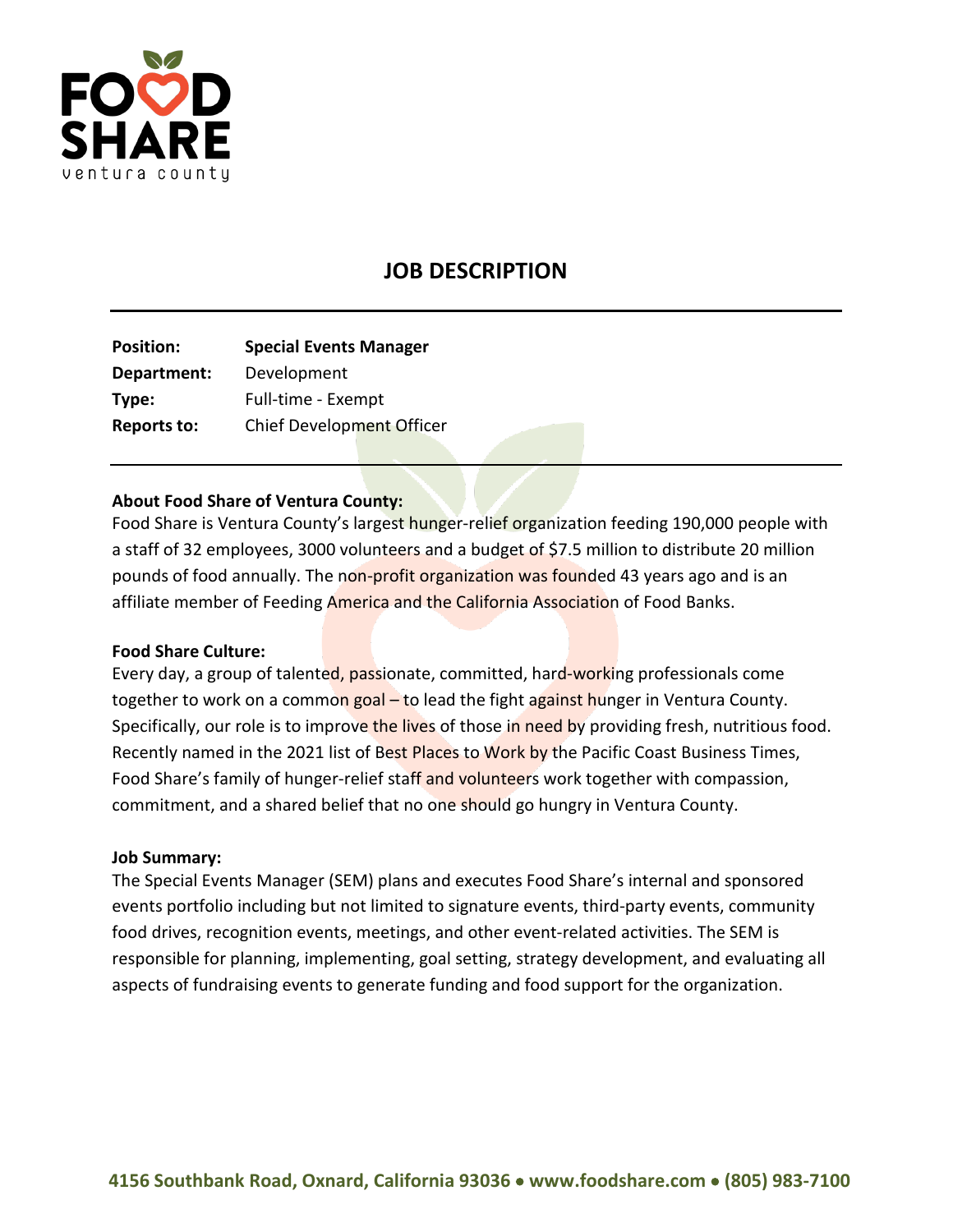# JOB DESCRIPTION

| | |
|---|---|
| **Position:** | **Special Events Manager** |
| **Department:** | Development |
| **Type:** | Full-time - Exempt |
| **Reports to:** | Chief Development Officer |

**About Food Share of Ventura County:**

Food Share is Ventura County's largest hunger-relief organization feeding 190,000 people with a staff of 32 employees, 3000 volunteers and a budget of $7.5 million to distribute 20 million pounds of food annually. The non-profit organization was founded 43 years ago and is an affiliate member of Feeding America and the California Association of Food Banks.

**Food Share Culture:**

Every day, a group of talented, passionate, committed, hard-working professionals come together to work on a common goal – to lead the fight against hunger in Ventura County. Specifically, our role is to improve the lives of those in need by providing fresh, nutritious food. Recently named in the 2021 list of Best Places to Work by the Pacific Coast Business Times, Food Share's family of hunger-relief staff and volunteers work together with compassion, commitment, and a shared belief that no one should go hungry in Ventura County.

**Job Summary:**

The Special Events Manager (SEM) plans and executes Food Share's internal and sponsored events portfolio including but not limited to signature events, third-party events, community food drives, recognition events, meetings, and other event-related activities. The SEM is responsible for planning, implementing, goal setting, strategy development, and evaluating all aspects of fundraising events to generate funding and food support for the organization.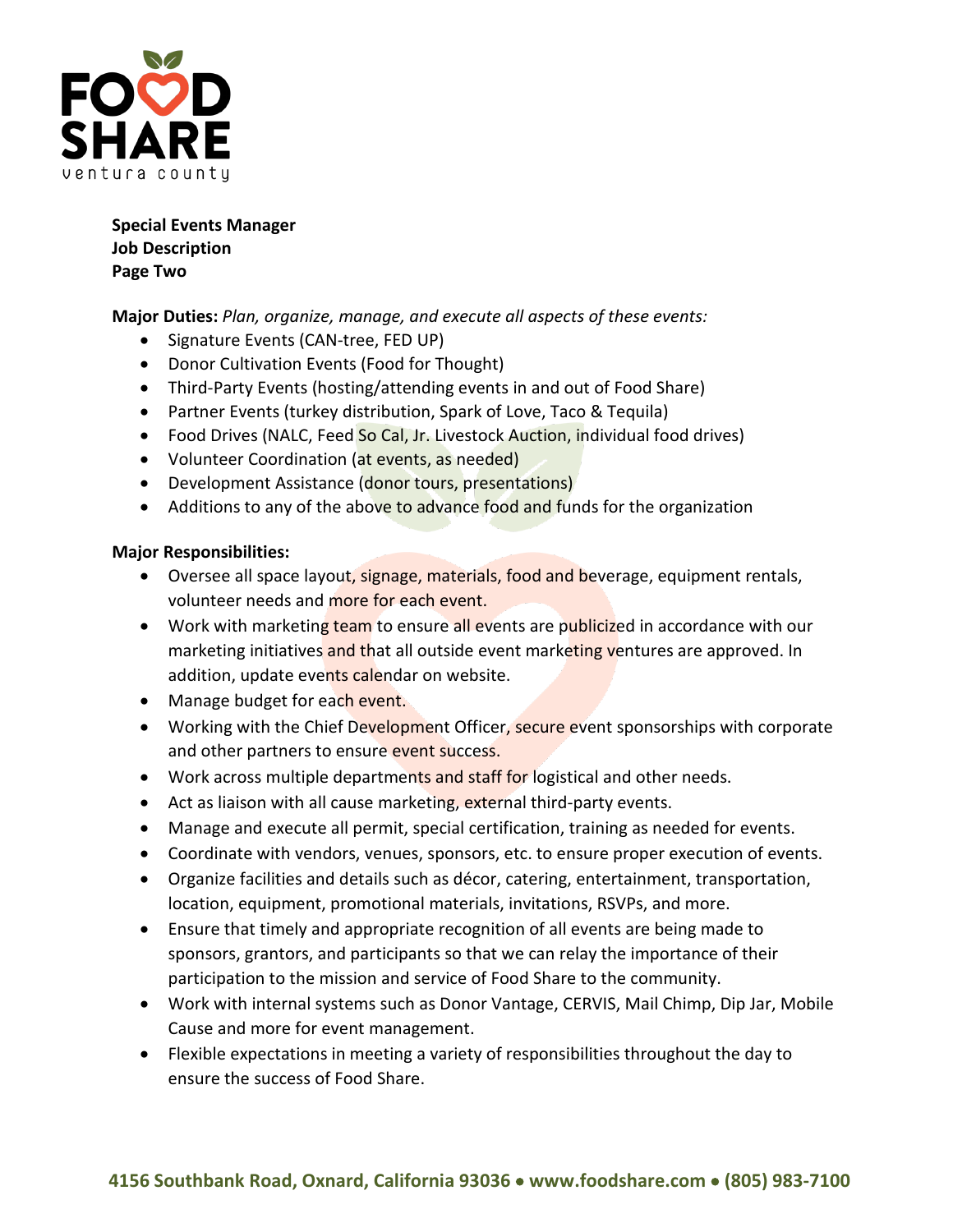**Special Events Manager**
**Job Description**
**Page Two**

**Major Duties:** *Plan, organize, manage, and execute all aspects of these events:*

- Signature Events (CAN-tree, FED UP)
- Donor Cultivation Events (Food for Thought)
- Third-Party Events (hosting/attending events in and out of Food Share)
- Partner Events (turkey distribution, Spark of Love, Taco & Tequila)
- Food Drives (NALC, Feed So Cal, Jr. Livestock Auction, individual food drives)
- Volunteer Coordination (at events, as needed)
- Development Assistance (donor tours, presentations)
- Additions to any of the above to advance food and funds for the organization

**Major Responsibilities:**

- Oversee all space layout, signage, materials, food and beverage, equipment rentals, volunteer needs and more for each event.
- Work with marketing team to ensure all events are publicized in accordance with our marketing initiatives and that all outside event marketing ventures are approved. In addition, update events calendar on website.
- Manage budget for each event.
- Working with the Chief Development Officer, secure event sponsorships with corporate and other partners to ensure event success.
- Work across multiple departments and staff for logistical and other needs.
- Act as liaison with all cause marketing, external third-party events.
- Manage and execute all permit, special certification, training as needed for events.
- Coordinate with vendors, venues, sponsors, etc. to ensure proper execution of events.
- Organize facilities and details such as décor, catering, entertainment, transportation, location, equipment, promotional materials, invitations, RSVPs, and more.
- Ensure that timely and appropriate recognition of all events are being made to sponsors, grantors, and participants so that we can relay the importance of their participation to the mission and service of Food Share to the community.
- Work with internal systems such as Donor Vantage, CERVIS, Mail Chimp, Dip Jar, Mobile Cause and more for event management.
- Flexible expectations in meeting a variety of responsibilities throughout the day to ensure the success of Food Share.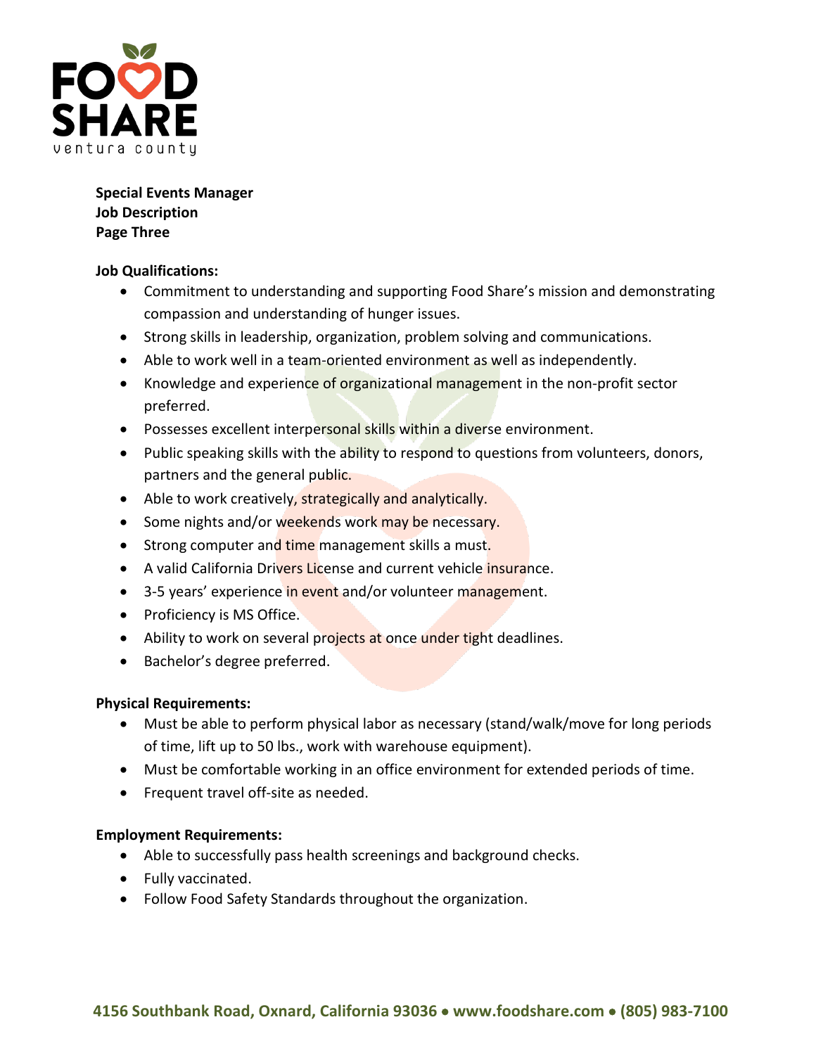**Special Events Manager**
**Job Description**
**Page Three**

**Job Qualifications:**

- Commitment to understanding and supporting Food Share's mission and demonstrating compassion and understanding of hunger issues.
- Strong skills in leadership, organization, problem solving and communications.
- Able to work well in a team-oriented environment as well as independently.
- Knowledge and experience of organizational management in the non-profit sector preferred.
- Possesses excellent interpersonal skills within a diverse environment.
- Public speaking skills with the ability to respond to questions from volunteers, donors, partners and the general public.
- Able to work creatively, strategically and analytically.
- Some nights and/or weekends work may be necessary.
- Strong computer and time management skills a must.
- A valid California Drivers License and current vehicle insurance.
- 3-5 years' experience in event and/or volunteer management.
- Proficiency is MS Office.
- Ability to work on several projects at once under tight deadlines.
- Bachelor's degree preferred.

**Physical Requirements:**

- Must be able to perform physical labor as necessary (stand/walk/move for long periods of time, lift up to 50 lbs., work with warehouse equipment).
- Must be comfortable working in an office environment for extended periods of time.
- Frequent travel off-site as needed.

**Employment Requirements:**

- Able to successfully pass health screenings and background checks.
- Fully vaccinated.
- Follow Food Safety Standards throughout the organization.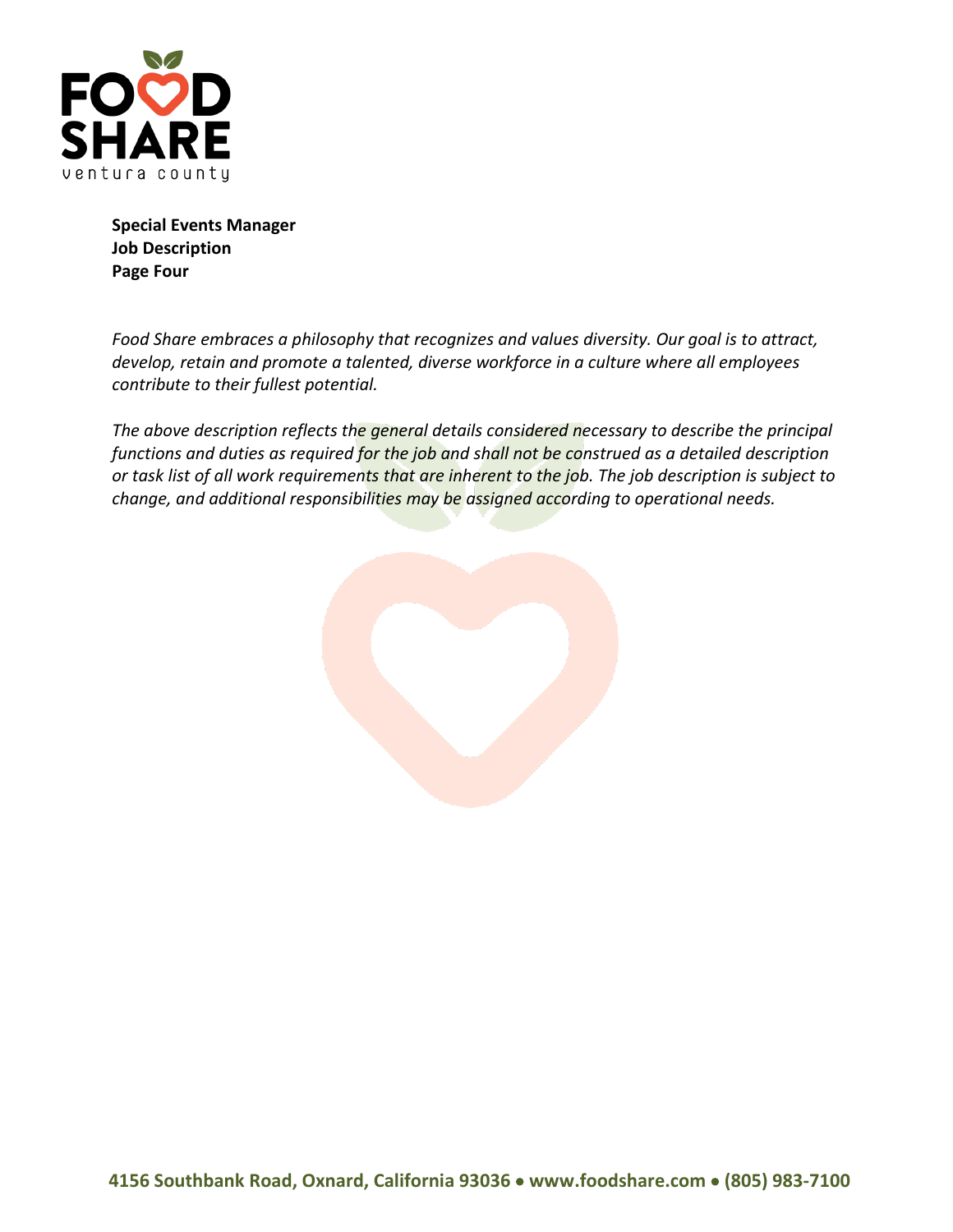**Special Events Manager**
**Job Description**
**Page Four**

*Food Share embraces a philosophy that recognizes and values diversity. Our goal is to attract, develop, retain and promote a talented, diverse workforce in a culture where all employees contribute to their fullest potential.*

*The above description reflects the general details considered necessary to describe the principal functions and duties as required for the job and shall not be construed as a detailed description or task list of all work requirements that are inherent to the job. The job description is subject to change, and additional responsibilities may be assigned according to operational needs.*